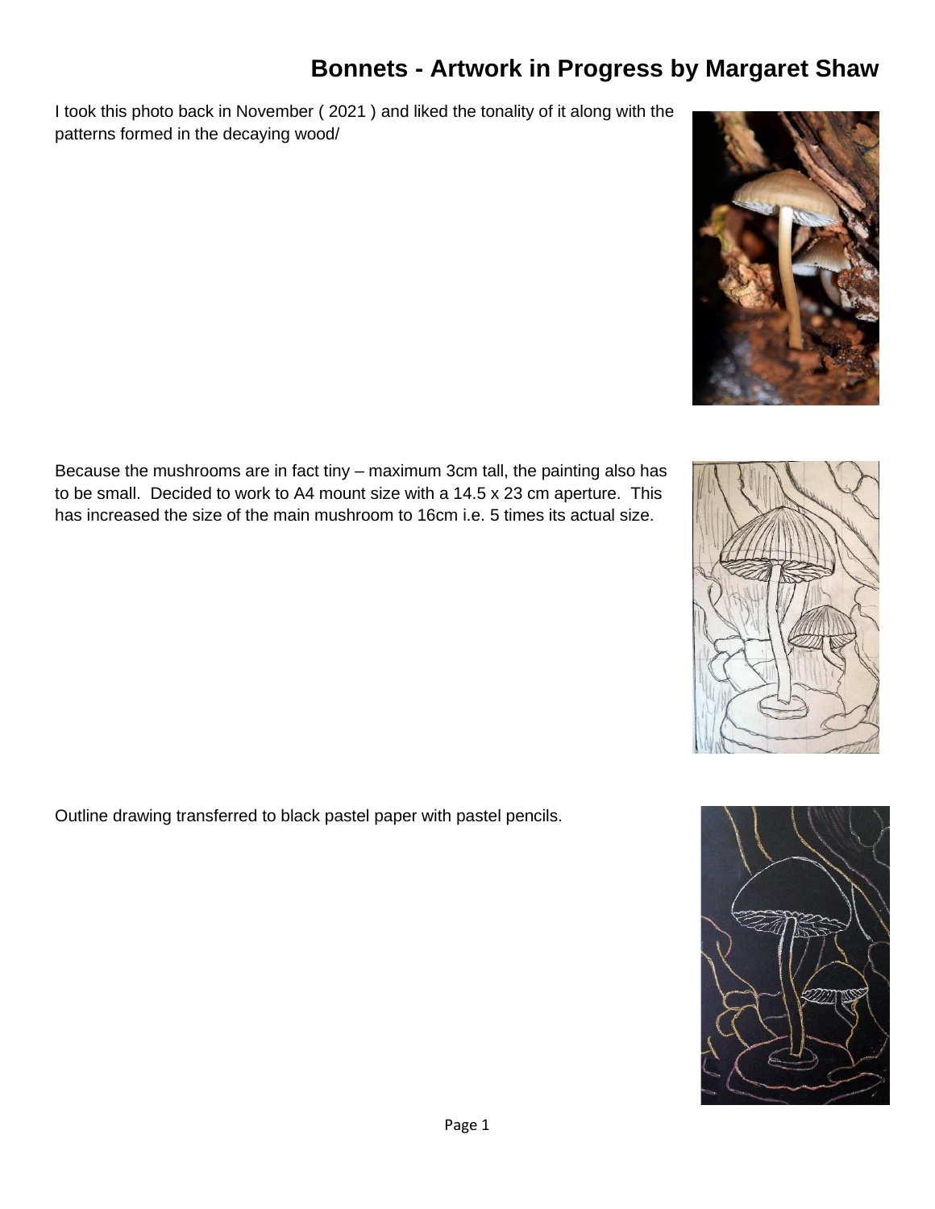# Bonnets - Artwork in Progress by Margaret Shaw

I took this photo back in November ( 2021 ) and liked the tonality of it along with the patterns formed in the decaying wood/

Because the mushrooms are in fact tiny – maximum 3cm tall, the painting also has to be small. Decided to work to A4 mount size with a 14.5 x 23 cm aperture. This has increased the size of the main mushroom to 16cm i.e. 5 times its actual size.

Outline drawing transferred to black pastel paper with pastel pencils.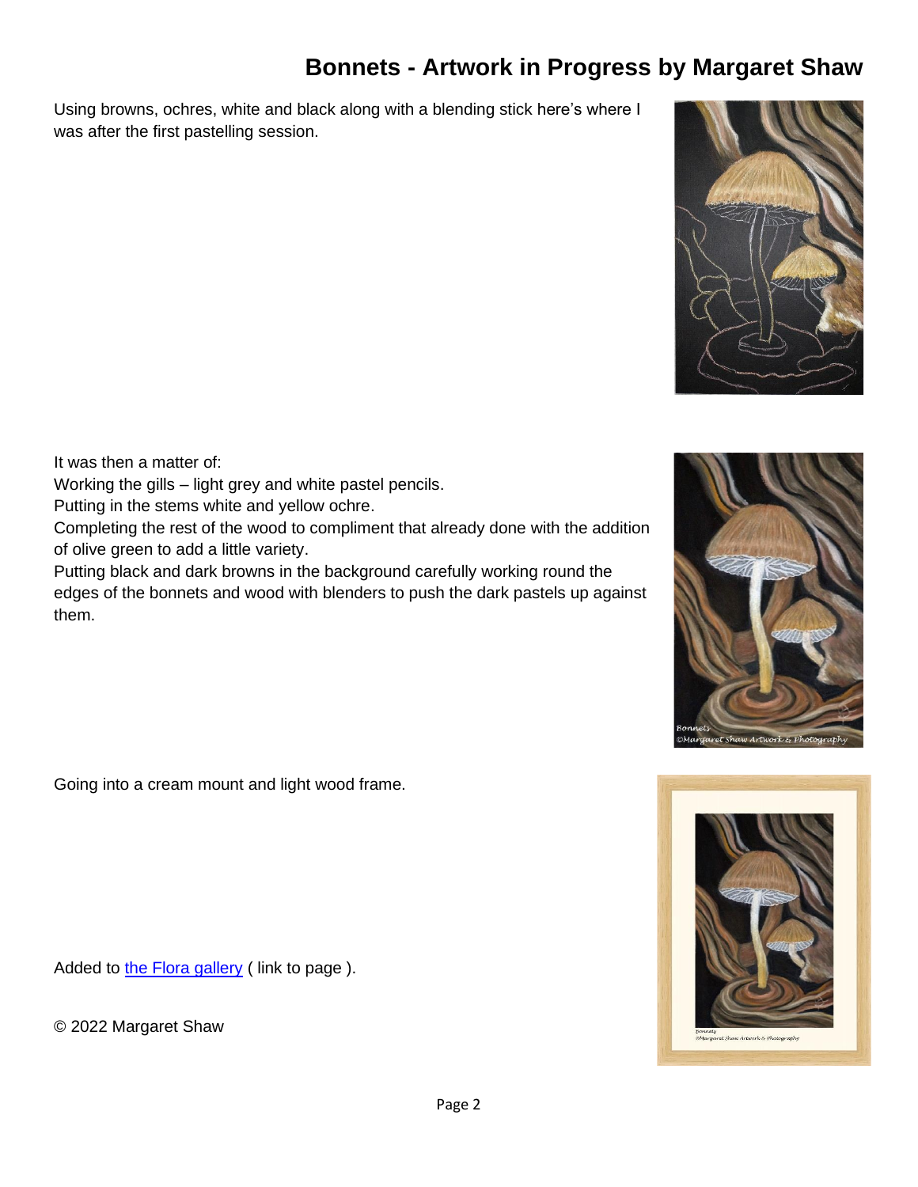# Bonnets - Artwork in Progress by Margaret Shaw

Using browns, ochres, white and black along with a blending stick here's where I was after the first pastelling session.

It was then a matter of:
Working the gills – light grey and white pastel pencils.
Putting in the stems white and yellow ochre.
Completing the rest of the wood to compliment that already done with the addition of olive green to add a little variety.
Putting black and dark browns in the background carefully working round the edges of the bonnets and wood with blenders to push the dark pastels up against them.

Going into a cream mount and light wood frame.

Added to [the Flora gallery]( link to page ).

© 2022 Margaret Shaw